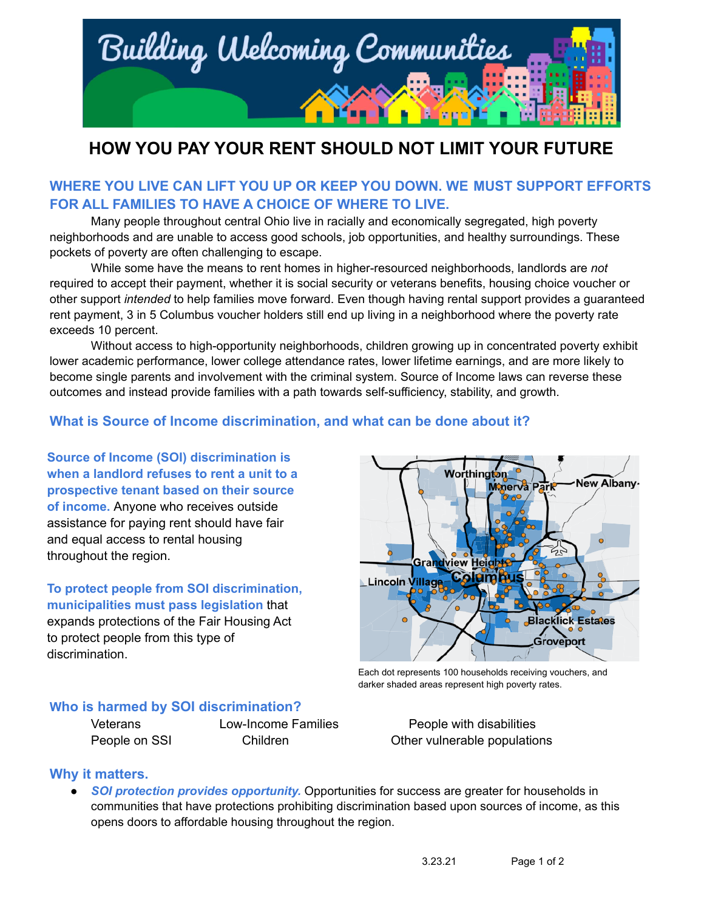# HOW YOU PAY YOUR RENT SHOULD NOT LIMIT YOUR FUTURE

## WHERE YOU LIVE CAN LIFT YOU UP OR KEEP YOU DOWN. WE MUST SUPPORT EFFORTS FOR ALL FAMILIES TO HAVE A CHOICE OF WHERE TO LIVE.

Many people throughout central Ohio live in racially and economically segregated, high poverty neighborhoods and are unable to access good schools, job opportunities, and healthy surroundings. These pockets of poverty are often challenging to escape.

While some have the means to rent homes in higher-resourced neighborhoods, landlords are *not* required to accept their payment, whether it is social security or veterans benefits, housing choice voucher or other support *intended* to help families move forward. Even though having rental support provides a guaranteed rent payment, 3 in 5 Columbus voucher holders still end up living in a neighborhood where the poverty rate exceeds 10 percent.

Without access to high-opportunity neighborhoods, children growing up in concentrated poverty exhibit lower academic performance, lower college attendance rates, lower lifetime earnings, and are more likely to become single parents and involvement with the criminal system. Source of Income laws can reverse these outcomes and instead provide families with a path towards self-sufficiency, stability, and growth.

### What is Source of Income discrimination, and what can be done about it?

**Source of Income (SOI) discrimination is when a landlord refuses to rent a unit to a prospective tenant based on their source of income.** Anyone who receives outside assistance for paying rent should have fair and equal access to rental housing throughout the region.

**To protect people from SOI discrimination, municipalities must pass legislation** that expands protections of the Fair Housing Act to protect people from this type of discrimination.

Each dot represents 100 households receiving vouchers, and darker shaded areas represent high poverty rates.

### Who is harmed by SOI discrimination?

| | | |
|---|---|---|
| Veterans | Low-Income Families | People with disabilities |
| People on SSI | Children | Other vulnerable populations |

### Why it matters.

- ***SOI protection provides opportunity.*** Opportunities for success are greater for households in communities that have protections prohibiting discrimination based upon sources of income, as this opens doors to affordable housing throughout the region.

3.23.21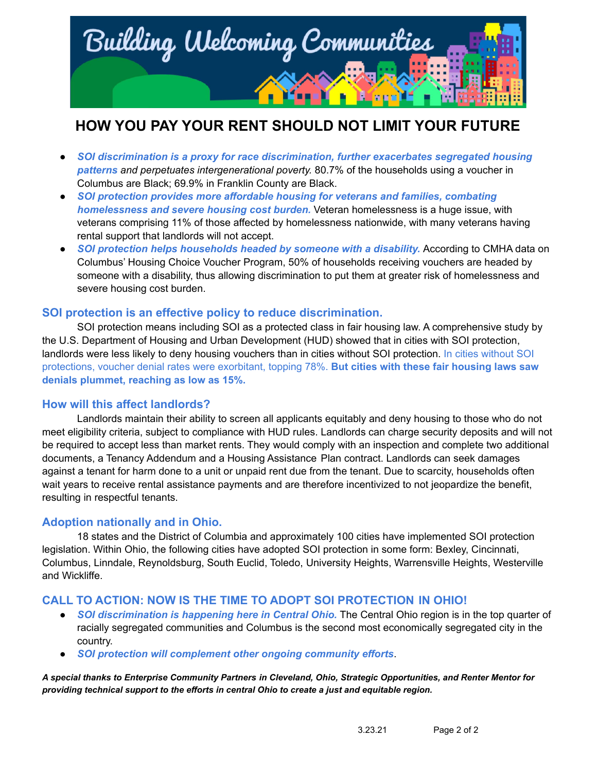# Building Welcoming Communities

## HOW YOU PAY YOUR RENT SHOULD NOT LIMIT YOUR FUTURE

- ***SOI discrimination is a proxy for race discrimination, further exacerbates segregated housing patterns*** *and perpetuates intergenerational poverty.* 80.7% of the households using a voucher in Columbus are Black; 69.9% in Franklin County are Black.
- ***SOI protection provides more affordable housing for veterans and families, combating homelessness and severe housing cost burden.*** Veteran homelessness is a huge issue, with veterans comprising 11% of those affected by homelessness nationwide, with many veterans having rental support that landlords will not accept.
- ***SOI protection helps households headed by someone with a disability.*** According to CMHA data on Columbus' Housing Choice Voucher Program, 50% of households receiving vouchers are headed by someone with a disability, thus allowing discrimination to put them at greater risk of homelessness and severe housing cost burden.

### SOI protection is an effective policy to reduce discrimination.

SOI protection means including SOI as a protected class in fair housing law. A comprehensive study by the U.S. Department of Housing and Urban Development (HUD) showed that in cities with SOI protection, landlords were less likely to deny housing vouchers than in cities without SOI protection. In cities without SOI protections, voucher denial rates were exorbitant, topping 78%. **But cities with these fair housing laws saw denials plummet, reaching as low as 15%.**

### How will this affect landlords?

Landlords maintain their ability to screen all applicants equitably and deny housing to those who do not meet eligibility criteria, subject to compliance with HUD rules. Landlords can charge security deposits and will not be required to accept less than market rents. They would comply with an inspection and complete two additional documents, a Tenancy Addendum and a Housing Assistance Plan contract. Landlords can seek damages against a tenant for harm done to a unit or unpaid rent due from the tenant. Due to scarcity, households often wait years to receive rental assistance payments and are therefore incentivized to not jeopardize the benefit, resulting in respectful tenants.

### Adoption nationally and in Ohio.

18 states and the District of Columbia and approximately 100 cities have implemented SOI protection legislation. Within Ohio, the following cities have adopted SOI protection in some form: Bexley, Cincinnati, Columbus, Linndale, Reynoldsburg, South Euclid, Toledo, University Heights, Warrensville Heights, Westerville and Wickliffe.

### CALL TO ACTION: NOW IS THE TIME TO ADOPT SOI PROTECTION IN OHIO!

- ***SOI discrimination is happening here in Central Ohio.*** The Central Ohio region is in the top quarter of racially segregated communities and Columbus is the second most economically segregated city in the country.
- ***SOI protection will complement other ongoing community efforts***.

***A special thanks to Enterprise Community Partners in Cleveland, Ohio, Strategic Opportunities, and Renter Mentor for providing technical support to the efforts in central Ohio to create a just and equitable region.***

3.23.21